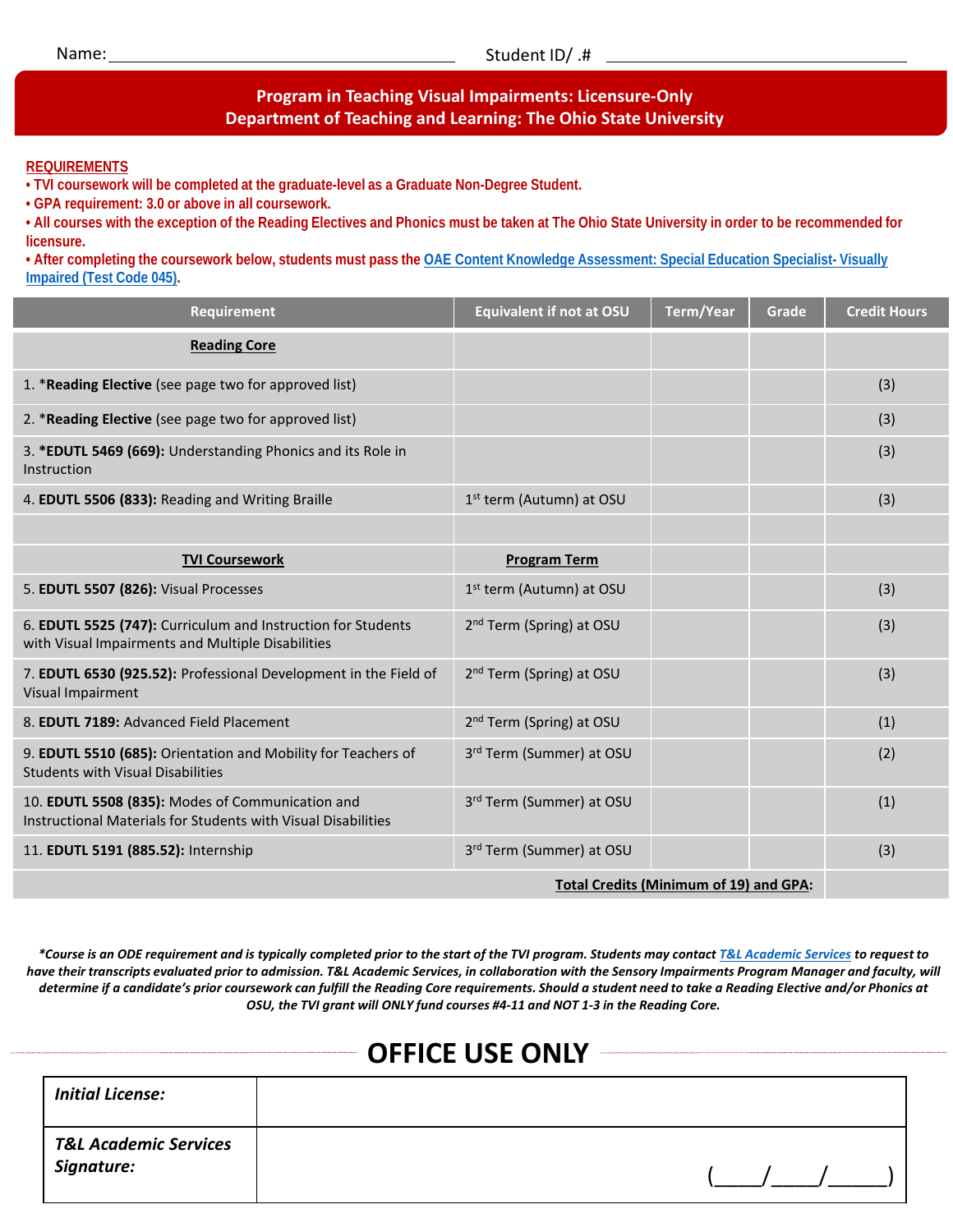Name: ______________________________ Student ID/ .# ______________________________

# Program in Teaching Visual Impairments: Licensure-Only
## Department of Teaching and Learning: The Ohio State University

**REQUIREMENTS**

- TVI coursework will be completed at the graduate-level as a Graduate Non-Degree Student.
- GPA requirement: 3.0 or above in all coursework.
- All courses with the exception of the Reading Electives and Phonics must be taken at The Ohio State University in order to be recommended for licensure.
- After completing the coursework below, students must pass the [OAE Content Knowledge Assessment: Special Education Specialist- Visually Impaired (Test Code 045)].

| Requirement | Equivalent if not at OSU | Term/Year | Grade | Credit Hours |
|---|---|---|---|---|
| **Reading Core** | | | | |
| 1. ***Reading Elective** (see page two for approved list) | | | | (3) |
| 2. ***Reading Elective** (see page two for approved list) | | | | (3) |
| 3. ***EDUTL 5469 (669):** Understanding Phonics and its Role in Instruction | | | | (3) |
| 4. **EDUTL 5506 (833):** Reading and Writing Braille | 1st term (Autumn) at OSU | | | (3) |
| | | | | |
| **TVI Coursework** | **Program Term** | | | |
| 5. **EDUTL 5507 (826):** Visual Processes | 1st term (Autumn) at OSU | | | (3) |
| 6. **EDUTL 5525 (747):** Curriculum and Instruction for Students with Visual Impairments and Multiple Disabilities | 2nd Term (Spring) at OSU | | | (3) |
| 7. **EDUTL 6530 (925.52):** Professional Development in the Field of Visual Impairment | 2nd Term (Spring) at OSU | | | (3) |
| 8. **EDUTL 7189:** Advanced Field Placement | 2nd Term (Spring) at OSU | | | (1) |
| 9. **EDUTL 5510 (685):** Orientation and Mobility for Teachers of Students with Visual Disabilities | 3rd Term (Summer) at OSU | | | (2) |
| 10. **EDUTL 5508 (835):** Modes of Communication and Instructional Materials for Students with Visual Disabilities | 3rd Term (Summer) at OSU | | | (1) |
| 11. **EDUTL 5191 (885.52):** Internship | 3rd Term (Summer) at OSU | | | (3) |
| | | | **Total Credits (Minimum of 19) and GPA:** | |

****Course is an ODE requirement and is typically completed prior to the start of the TVI program. Students may contact T&L Academic Services to request to have their transcripts evaluated prior to admission. T&L Academic Services, in collaboration with the Sensory Impairments Program Manager and faculty, will determine if a candidate's prior coursework can fulfill the Reading Core requirements. Should a student need to take a Reading Elective and/or Phonics at OSU, the TVI grant will ONLY fund courses #4-11 and NOT 1-3 in the Reading Core.***

## OFFICE USE ONLY

| | |
|---|---|
| ***Initial License:*** | |
| ***T&L Academic Services Signature:*** | (____/____/_____) |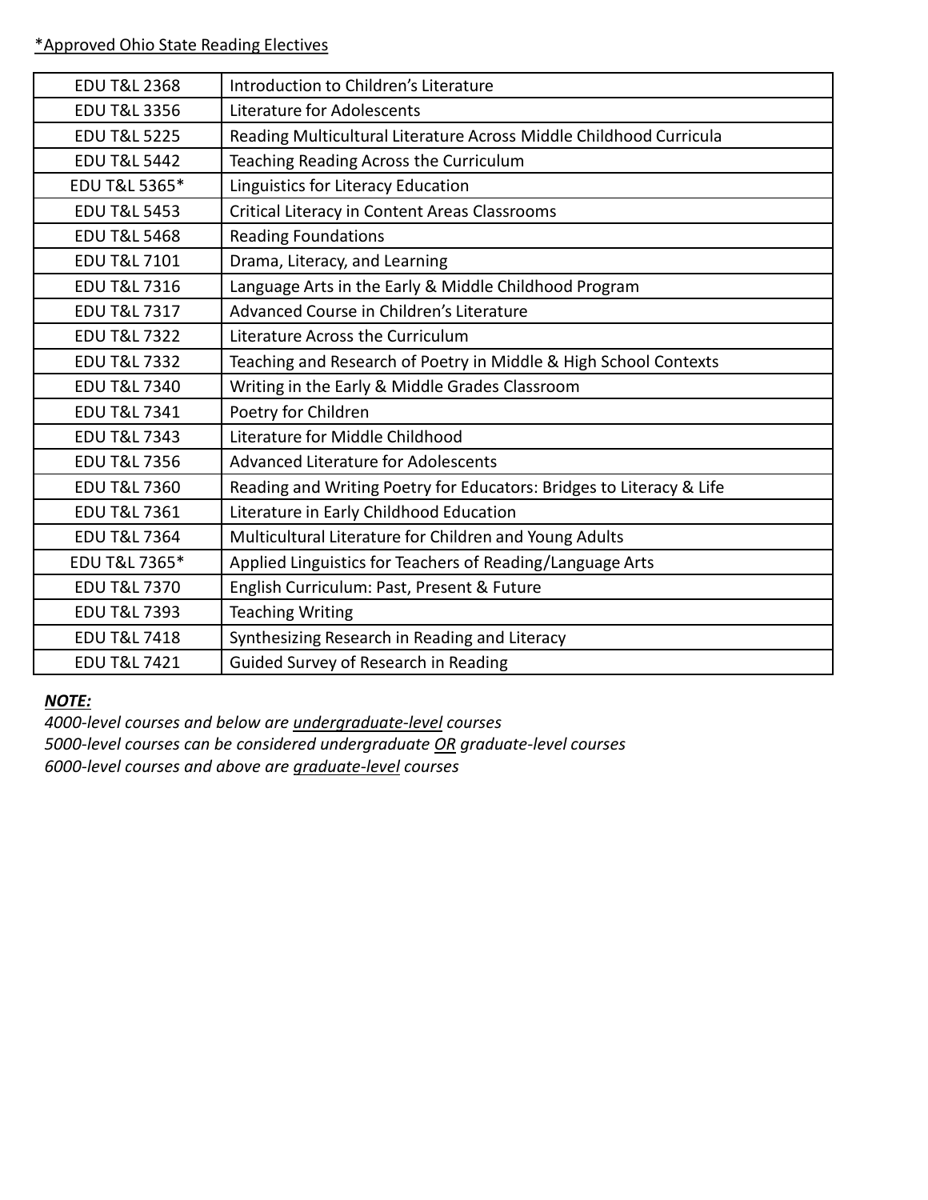*Approved Ohio State Reading Electives

| | |
|---|---|
| EDU T&L 2368 | Introduction to Children's Literature |
| EDU T&L 3356 | Literature for Adolescents |
| EDU T&L 5225 | Reading Multicultural Literature Across Middle Childhood Curricula |
| EDU T&L 5442 | Teaching Reading Across the Curriculum |
| EDU T&L 5365* | Linguistics for Literacy Education |
| EDU T&L 5453 | Critical Literacy in Content Areas Classrooms |
| EDU T&L 5468 | Reading Foundations |
| EDU T&L 7101 | Drama, Literacy, and Learning |
| EDU T&L 7316 | Language Arts in the Early & Middle Childhood Program |
| EDU T&L 7317 | Advanced Course in Children's Literature |
| EDU T&L 7322 | Literature Across the Curriculum |
| EDU T&L 7332 | Teaching and Research of Poetry in Middle & High School Contexts |
| EDU T&L 7340 | Writing in the Early & Middle Grades Classroom |
| EDU T&L 7341 | Poetry for Children |
| EDU T&L 7343 | Literature for Middle Childhood |
| EDU T&L 7356 | Advanced Literature for Adolescents |
| EDU T&L 7360 | Reading and Writing Poetry for Educators: Bridges to Literacy & Life |
| EDU T&L 7361 | Literature in Early Childhood Education |
| EDU T&L 7364 | Multicultural Literature for Children and Young Adults |
| EDU T&L 7365* | Applied Linguistics for Teachers of Reading/Language Arts |
| EDU T&L 7370 | English Curriculum: Past, Present & Future |
| EDU T&L 7393 | Teaching Writing |
| EDU T&L 7418 | Synthesizing Research in Reading and Literacy |
| EDU T&L 7421 | Guided Survey of Research in Reading |

***NOTE:***

*4000-level courses and below are undergraduate-level courses*
*5000-level courses can be considered undergraduate OR graduate-level courses*
*6000-level courses and above are graduate-level courses*